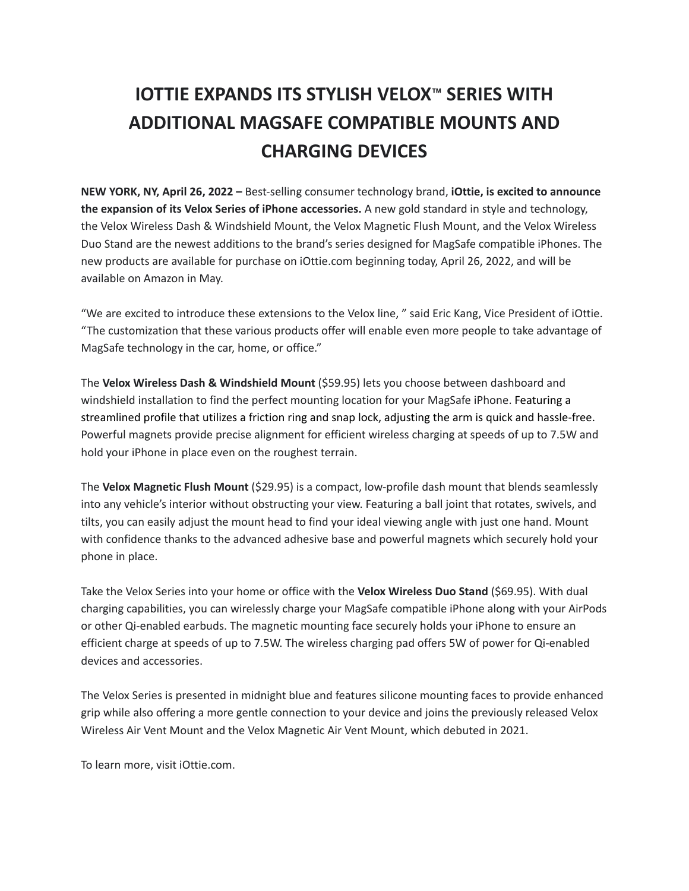# IOTTIE EXPANDS ITS STYLISH VELOX™ SERIES WITH ADDITIONAL MAGSAFE COMPATIBLE MOUNTS AND CHARGING DEVICES

**NEW YORK, NY, April 26, 2022 –** Best-selling consumer technology brand, **iOttie, is excited to announce the expansion of its Velox Series of iPhone accessories.** A new gold standard in style and technology, the Velox Wireless Dash & Windshield Mount, the Velox Magnetic Flush Mount, and the Velox Wireless Duo Stand are the newest additions to the brand's series designed for MagSafe compatible iPhones. The new products are available for purchase on iOttie.com beginning today, April 26, 2022, and will be available on Amazon in May.

"We are excited to introduce these extensions to the Velox line, " said Eric Kang, Vice President of iOttie. "The customization that these various products offer will enable even more people to take advantage of MagSafe technology in the car, home, or office."

The **Velox Wireless Dash & Windshield Mount** ($59.95) lets you choose between dashboard and windshield installation to find the perfect mounting location for your MagSafe iPhone. Featuring a streamlined profile that utilizes a friction ring and snap lock, adjusting the arm is quick and hassle-free. Powerful magnets provide precise alignment for efficient wireless charging at speeds of up to 7.5W and hold your iPhone in place even on the roughest terrain.

The **Velox Magnetic Flush Mount** ($29.95) is a compact, low-profile dash mount that blends seamlessly into any vehicle's interior without obstructing your view. Featuring a ball joint that rotates, swivels, and tilts, you can easily adjust the mount head to find your ideal viewing angle with just one hand. Mount with confidence thanks to the advanced adhesive base and powerful magnets which securely hold your phone in place.

Take the Velox Series into your home or office with the **Velox Wireless Duo Stand** ($69.95). With dual charging capabilities, you can wirelessly charge your MagSafe compatible iPhone along with your AirPods or other Qi-enabled earbuds. The magnetic mounting face securely holds your iPhone to ensure an efficient charge at speeds of up to 7.5W. The wireless charging pad offers 5W of power for Qi-enabled devices and accessories.

The Velox Series is presented in midnight blue and features silicone mounting faces to provide enhanced grip while also offering a more gentle connection to your device and joins the previously released Velox Wireless Air Vent Mount and the Velox Magnetic Air Vent Mount, which debuted in 2021.

To learn more, visit iOttie.com.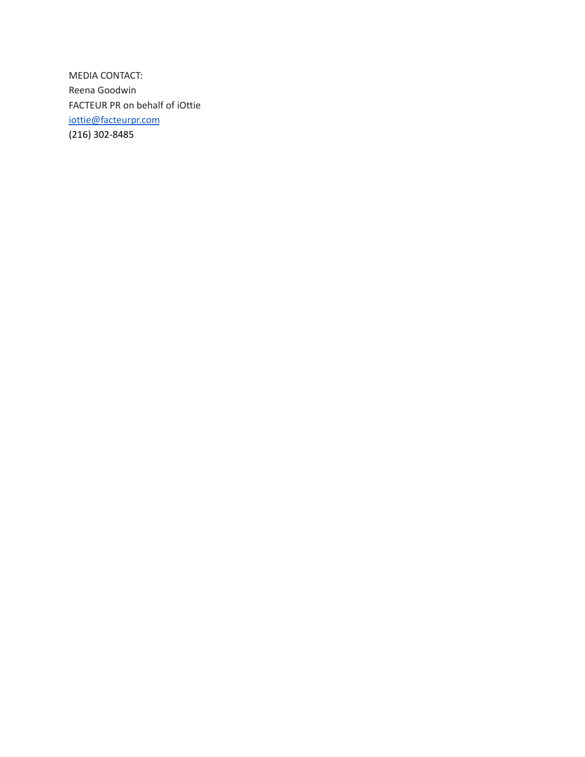MEDIA CONTACT:
Reena Goodwin
FACTEUR PR on behalf of iOttie
[iottie@facteurpr.com](mailto:iottie@facteurpr.com)
(216) 302-8485